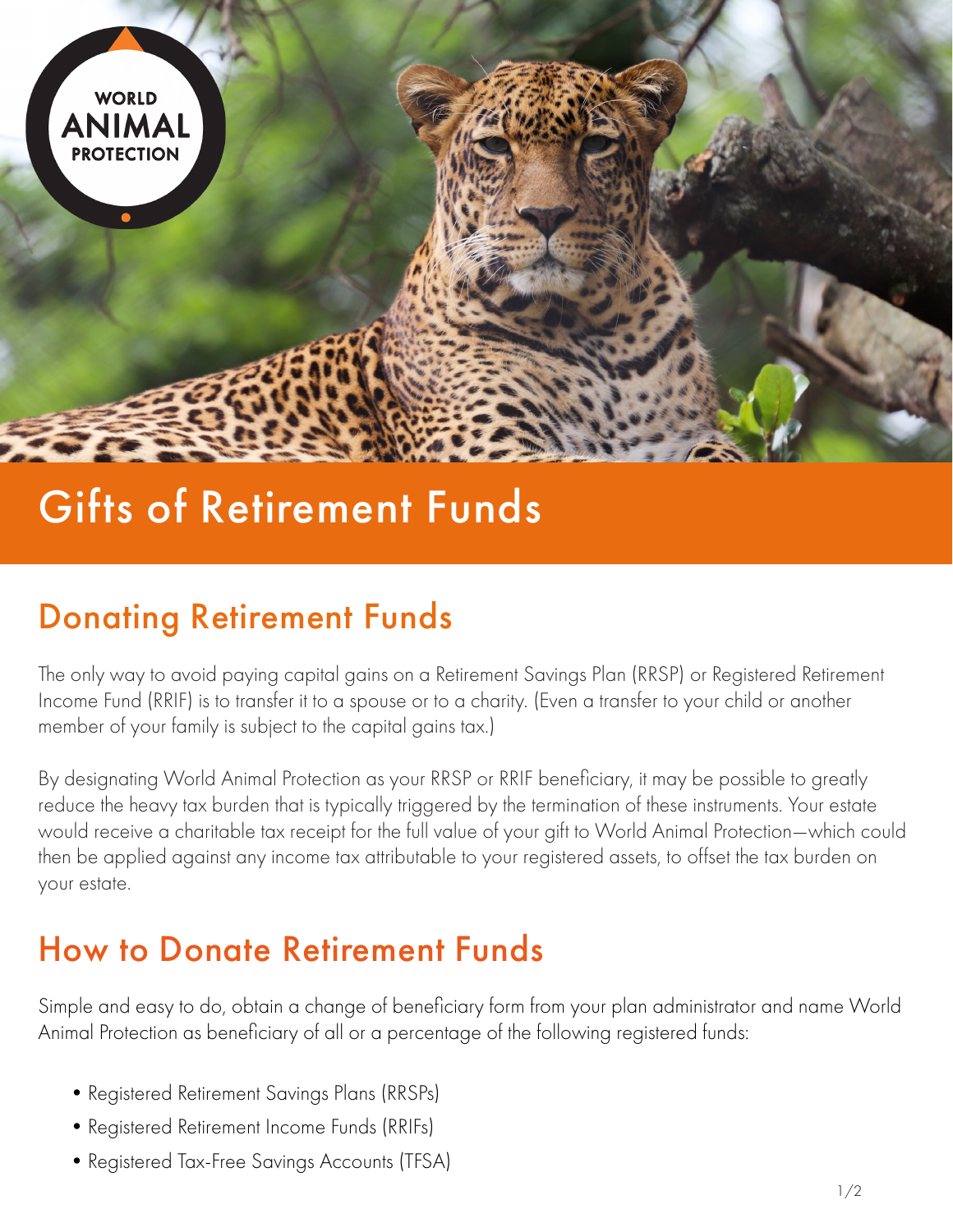WORLD ANIMAL PROTECTION

# Gifts of Retirement Funds

## Donating Retirement Funds

The only way to avoid paying capital gains on a Retirement Savings Plan (RRSP) or Registered Retirement Income Fund (RRIF) is to transfer it to a spouse or to a charity. (Even a transfer to your child or another member of your family is subject to the capital gains tax.)

By designating World Animal Protection as your RRSP or RRIF beneficiary, it may be possible to greatly reduce the heavy tax burden that is typically triggered by the termination of these instruments. Your estate would receive a charitable tax receipt for the full value of your gift to World Animal Protection—which could then be applied against any income tax attributable to your registered assets, to offset the tax burden on your estate.

## How to Donate Retirement Funds

Simple and easy to do, obtain a change of beneficiary form from your plan administrator and name World Animal Protection as beneficiary of all or a percentage of the following registered funds:

- Registered Retirement Savings Plans (RRSPs)
- Registered Retirement Income Funds (RRIFs)
- Registered Tax-Free Savings Accounts (TFSA)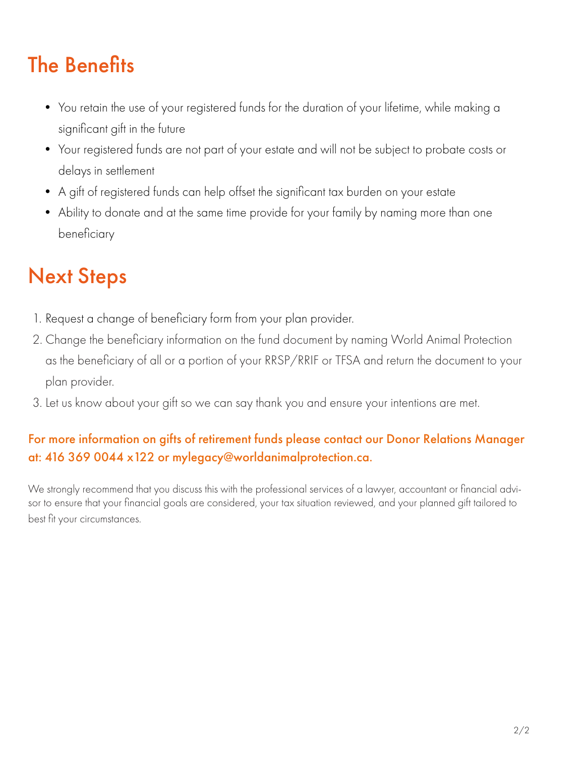## The Benefits

- You retain the use of your registered funds for the duration of your lifetime, while making a significant gift in the future
- Your registered funds are not part of your estate and will not be subject to probate costs or delays in settlement
- A gift of registered funds can help offset the significant tax burden on your estate
- Ability to donate and at the same time provide for your family by naming more than one beneficiary

## Next Steps

1. Request a change of beneficiary form from your plan provider.
2. Change the beneficiary information on the fund document by naming World Animal Protection as the beneficiary of all or a portion of your RRSP/RRIF or TFSA and return the document to your plan provider.
3. Let us know about your gift so we can say thank you and ensure your intentions are met.

**For more information on gifts of retirement funds please contact our Donor Relations Manager at: 416 369 0044 x122 or mylegacy@worldanimalprotection.ca.**

We strongly recommend that you discuss this with the professional services of a lawyer, accountant or financial advisor to ensure that your financial goals are considered, your tax situation reviewed, and your planned gift tailored to best fit your circumstances.